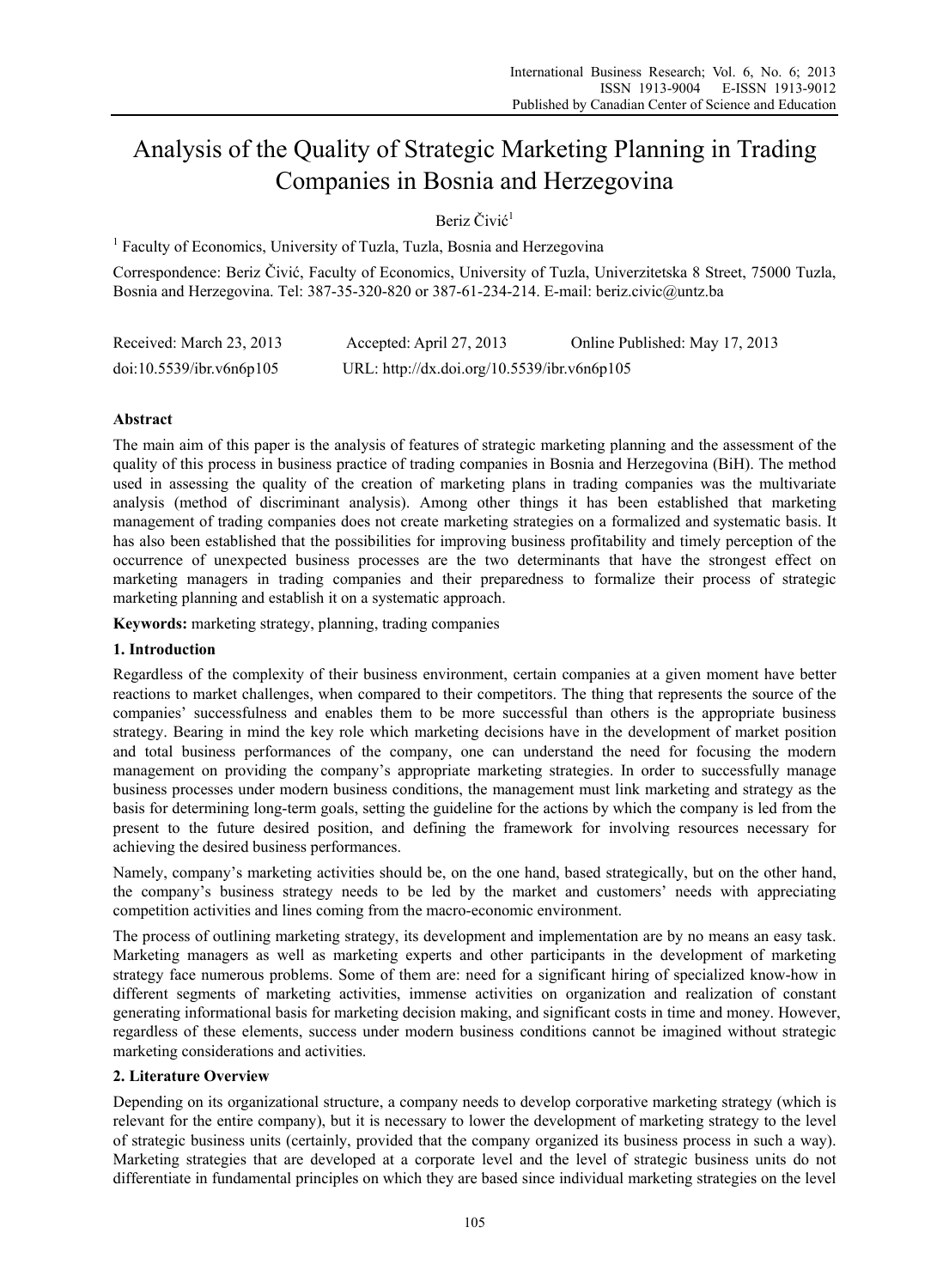# Analysis of the Quality of Strategic Marketing Planning in Trading Companies in Bosnia and Herzegovina

Beriz Čivić[1]

[1] Faculty of Economics, University of Tuzla, Tuzla, Bosnia and Herzegovina

Correspondence: Beriz Čivić, Faculty of Economics, University of Tuzla, Univerzitetska 8 Street, 75000 Tuzla, Bosnia and Herzegovina. Tel: 387-35-320-820 or 387-61-234-214. E-mail: beriz.civic@untz.ba

Received: March 23, 2013    Accepted: April 27, 2013    Online Published: May 17, 2013

doi:10.5539/ibr.v6n6p105    URL: http://dx.doi.org/10.5539/ibr.v6n6p105

## Abstract

The main aim of this paper is the analysis of features of strategic marketing planning and the assessment of the quality of this process in business practice of trading companies in Bosnia and Herzegovina (BiH). The method used in assessing the quality of the creation of marketing plans in trading companies was the multivariate analysis (method of discriminant analysis). Among other things it has been established that marketing management of trading companies does not create marketing strategies on a formalized and systematic basis. It has also been established that the possibilities for improving business profitability and timely perception of the occurrence of unexpected business processes are the two determinants that have the strongest effect on marketing managers in trading companies and their preparedness to formalize their process of strategic marketing planning and establish it on a systematic approach.

**Keywords:** marketing strategy, planning, trading companies

## 1. Introduction

Regardless of the complexity of their business environment, certain companies at a given moment have better reactions to market challenges, when compared to their competitors. The thing that represents the source of the companies' successfulness and enables them to be more successful than others is the appropriate business strategy. Bearing in mind the key role which marketing decisions have in the development of market position and total business performances of the company, one can understand the need for focusing the modern management on providing the company's appropriate marketing strategies. In order to successfully manage business processes under modern business conditions, the management must link marketing and strategy as the basis for determining long-term goals, setting the guideline for the actions by which the company is led from the present to the future desired position, and defining the framework for involving resources necessary for achieving the desired business performances.

Namely, company's marketing activities should be, on the one hand, based strategically, but on the other hand, the company's business strategy needs to be led by the market and customers' needs with appreciating competition activities and lines coming from the macro-economic environment.

The process of outlining marketing strategy, its development and implementation are by no means an easy task. Marketing managers as well as marketing experts and other participants in the development of marketing strategy face numerous problems. Some of them are: need for a significant hiring of specialized know-how in different segments of marketing activities, immense activities on organization and realization of constant generating informational basis for marketing decision making, and significant costs in time and money. However, regardless of these elements, success under modern business conditions cannot be imagined without strategic marketing considerations and activities.

## 2. Literature Overview

Depending on its organizational structure, a company needs to develop corporative marketing strategy (which is relevant for the entire company), but it is necessary to lower the development of marketing strategy to the level of strategic business units (certainly, provided that the company organized its business process in such a way). Marketing strategies that are developed at a corporate level and the level of strategic business units do not differentiate in fundamental principles on which they are based since individual marketing strategies on the level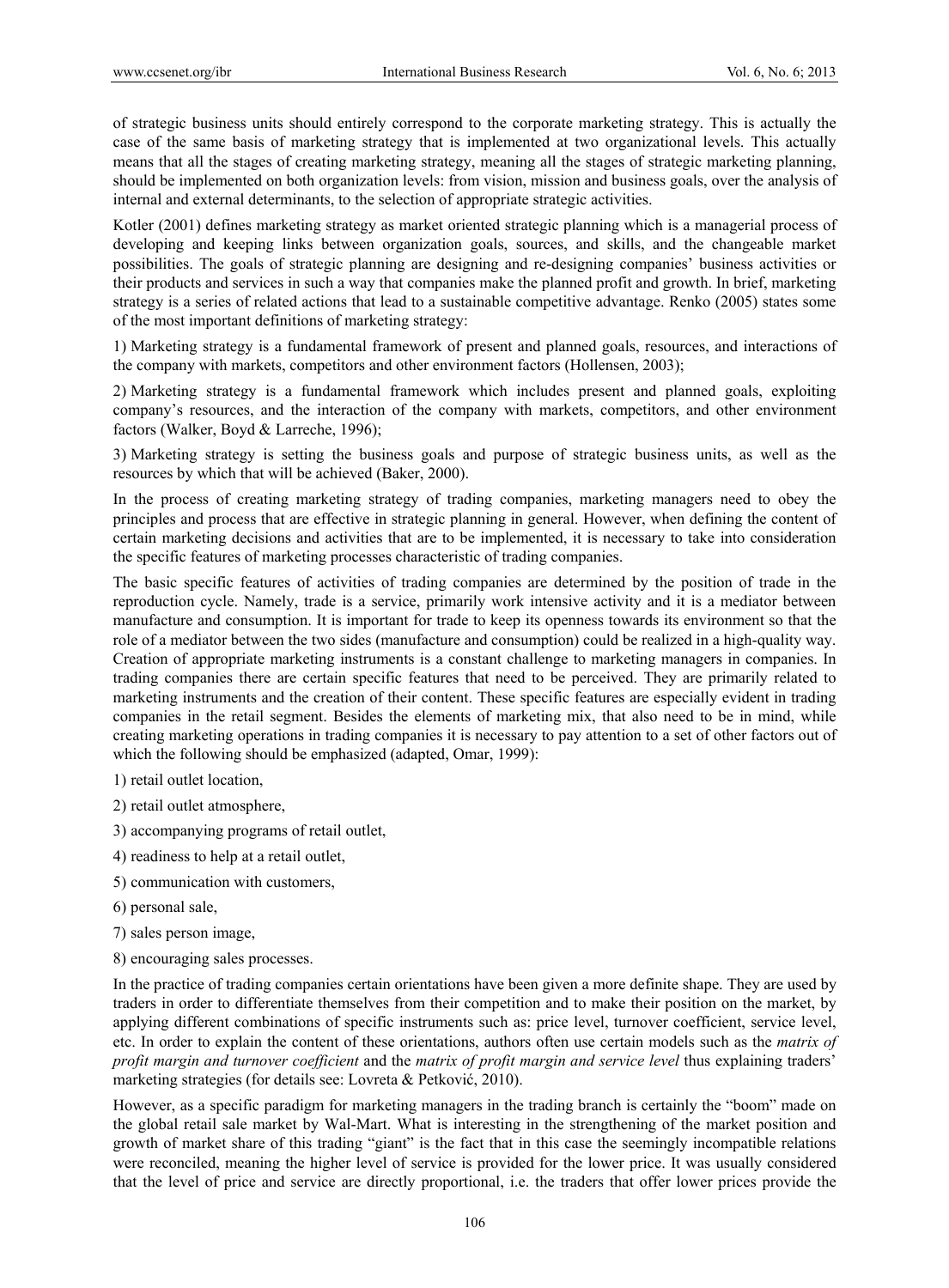of strategic business units should entirely correspond to the corporate marketing strategy. This is actually the case of the same basis of marketing strategy that is implemented at two organizational levels. This actually means that all the stages of creating marketing strategy, meaning all the stages of strategic marketing planning, should be implemented on both organization levels: from vision, mission and business goals, over the analysis of internal and external determinants, to the selection of appropriate strategic activities.

Kotler (2001) defines marketing strategy as market oriented strategic planning which is a managerial process of developing and keeping links between organization goals, sources, and skills, and the changeable market possibilities. The goals of strategic planning are designing and re-designing companies' business activities or their products and services in such a way that companies make the planned profit and growth. In brief, marketing strategy is a series of related actions that lead to a sustainable competitive advantage. Renko (2005) states some of the most important definitions of marketing strategy:

1) Marketing strategy is a fundamental framework of present and planned goals, resources, and interactions of the company with markets, competitors and other environment factors (Hollensen, 2003);

2) Marketing strategy is a fundamental framework which includes present and planned goals, exploiting company's resources, and the interaction of the company with markets, competitors, and other environment factors (Walker, Boyd & Larreche, 1996);

3) Marketing strategy is setting the business goals and purpose of strategic business units, as well as the resources by which that will be achieved (Baker, 2000).

In the process of creating marketing strategy of trading companies, marketing managers need to obey the principles and process that are effective in strategic planning in general. However, when defining the content of certain marketing decisions and activities that are to be implemented, it is necessary to take into consideration the specific features of marketing processes characteristic of trading companies.

The basic specific features of activities of trading companies are determined by the position of trade in the reproduction cycle. Namely, trade is a service, primarily work intensive activity and it is a mediator between manufacture and consumption. It is important for trade to keep its openness towards its environment so that the role of a mediator between the two sides (manufacture and consumption) could be realized in a high-quality way. Creation of appropriate marketing instruments is a constant challenge to marketing managers in companies. In trading companies there are certain specific features that need to be perceived. They are primarily related to marketing instruments and the creation of their content. These specific features are especially evident in trading companies in the retail segment. Besides the elements of marketing mix, that also need to be in mind, while creating marketing operations in trading companies it is necessary to pay attention to a set of other factors out of which the following should be emphasized (adapted, Omar, 1999):

1) retail outlet location,

2) retail outlet atmosphere,

3) accompanying programs of retail outlet,

4) readiness to help at a retail outlet,

5) communication with customers,

6) personal sale,

7) sales person image,

8) encouraging sales processes.

In the practice of trading companies certain orientations have been given a more definite shape. They are used by traders in order to differentiate themselves from their competition and to make their position on the market, by applying different combinations of specific instruments such as: price level, turnover coefficient, service level, etc. In order to explain the content of these orientations, authors often use certain models such as the *matrix of profit margin and turnover coefficient* and the *matrix of profit margin and service level* thus explaining traders' marketing strategies (for details see: Lovreta & Petković, 2010).

However, as a specific paradigm for marketing managers in the trading branch is certainly the "boom" made on the global retail sale market by Wal-Mart. What is interesting in the strengthening of the market position and growth of market share of this trading "giant" is the fact that in this case the seemingly incompatible relations were reconciled, meaning the higher level of service is provided for the lower price. It was usually considered that the level of price and service are directly proportional, i.e. the traders that offer lower prices provide the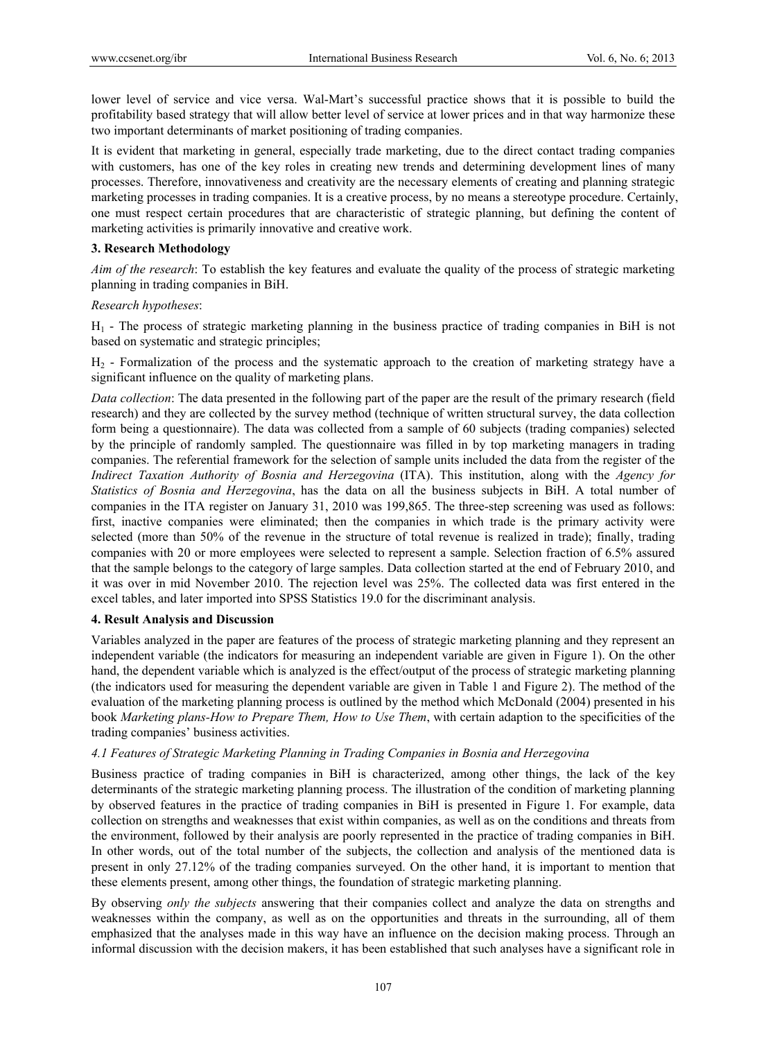lower level of service and vice versa. Wal-Mart's successful practice shows that it is possible to build the profitability based strategy that will allow better level of service at lower prices and in that way harmonize these two important determinants of market positioning of trading companies.

It is evident that marketing in general, especially trade marketing, due to the direct contact trading companies with customers, has one of the key roles in creating new trends and determining development lines of many processes. Therefore, innovativeness and creativity are the necessary elements of creating and planning strategic marketing processes in trading companies. It is a creative process, by no means a stereotype procedure. Certainly, one must respect certain procedures that are characteristic of strategic planning, but defining the content of marketing activities is primarily innovative and creative work.

## 3. Research Methodology

*Aim of the research*: To establish the key features and evaluate the quality of the process of strategic marketing planning in trading companies in BiH.

*Research hypotheses*:

$H_1$ - The process of strategic marketing planning in the business practice of trading companies in BiH is not based on systematic and strategic principles;

$H_2$ - Formalization of the process and the systematic approach to the creation of marketing strategy have a significant influence on the quality of marketing plans.

*Data collection*: The data presented in the following part of the paper are the result of the primary research (field research) and they are collected by the survey method (technique of written structural survey, the data collection form being a questionnaire). The data was collected from a sample of 60 subjects (trading companies) selected by the principle of randomly sampled. The questionnaire was filled in by top marketing managers in trading companies. The referential framework for the selection of sample units included the data from the register of the *Indirect Taxation Authority of Bosnia and Herzegovina* (ITA). This institution, along with the *Agency for Statistics of Bosnia and Herzegovina*, has the data on all the business subjects in BiH. A total number of companies in the ITA register on January 31, 2010 was 199,865. The three-step screening was used as follows: first, inactive companies were eliminated; then the companies in which trade is the primary activity were selected (more than 50% of the revenue in the structure of total revenue is realized in trade); finally, trading companies with 20 or more employees were selected to represent a sample. Selection fraction of 6.5% assured that the sample belongs to the category of large samples. Data collection started at the end of February 2010, and it was over in mid November 2010. The rejection level was 25%. The collected data was first entered in the excel tables, and later imported into SPSS Statistics 19.0 for the discriminant analysis.

## 4. Result Analysis and Discussion

Variables analyzed in the paper are features of the process of strategic marketing planning and they represent an independent variable (the indicators for measuring an independent variable are given in Figure 1). On the other hand, the dependent variable which is analyzed is the effect/output of the process of strategic marketing planning (the indicators used for measuring the dependent variable are given in Table 1 and Figure 2). The method of the evaluation of the marketing planning process is outlined by the method which McDonald (2004) presented in his book *Marketing plans-How to Prepare Them, How to Use Them*, with certain adaption to the specificities of the trading companies' business activities.

### 4.1 Features of Strategic Marketing Planning in Trading Companies in Bosnia and Herzegovina

Business practice of trading companies in BiH is characterized, among other things, the lack of the key determinants of the strategic marketing planning process. The illustration of the condition of marketing planning by observed features in the practice of trading companies in BiH is presented in Figure 1. For example, data collection on strengths and weaknesses that exist within companies, as well as on the conditions and threats from the environment, followed by their analysis are poorly represented in the practice of trading companies in BiH. In other words, out of the total number of the subjects, the collection and analysis of the mentioned data is present in only 27.12% of the trading companies surveyed. On the other hand, it is important to mention that these elements present, among other things, the foundation of strategic marketing planning.

By observing *only the subjects* answering that their companies collect and analyze the data on strengths and weaknesses within the company, as well as on the opportunities and threats in the surrounding, all of them emphasized that the analyses made in this way have an influence on the decision making process. Through an informal discussion with the decision makers, it has been established that such analyses have a significant role in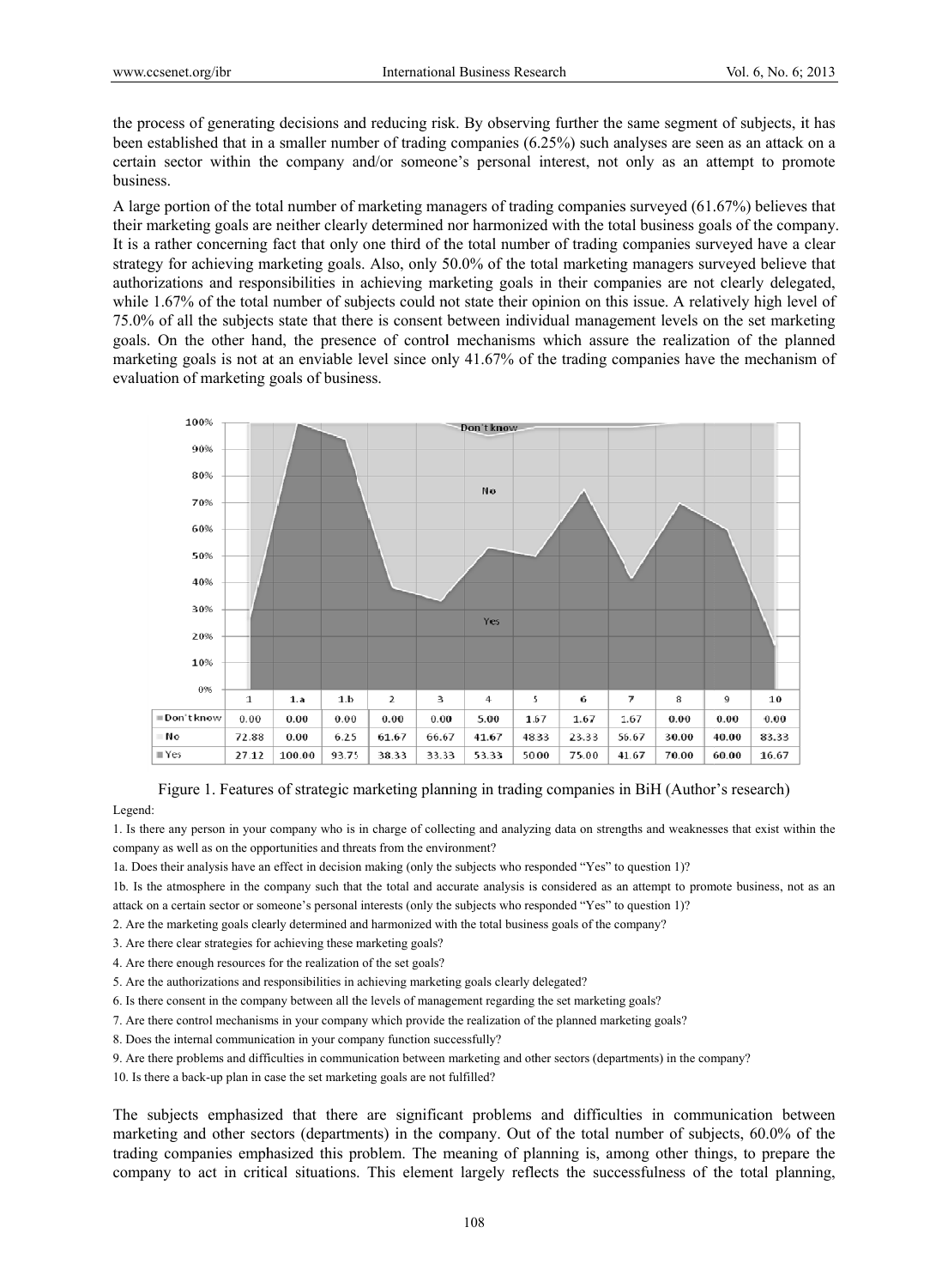the process of generating decisions and reducing risk. By observing further the same segment of subjects, it has been established that in a smaller number of trading companies (6.25%) such analyses are seen as an attack on a certain sector within the company and/or someone's personal interest, not only as an attempt to promote business.

A large portion of the total number of marketing managers of trading companies surveyed (61.67%) believes that their marketing goals are neither clearly determined nor harmonized with the total business goals of the company. It is a rather concerning fact that only one third of the total number of trading companies surveyed have a clear strategy for achieving marketing goals. Also, only 50.0% of the total marketing managers surveyed believe that authorizations and responsibilities in achieving marketing goals in their companies are not clearly delegated, while 1.67% of the total number of subjects could not state their opinion on this issue. A relatively high level of 75.0% of all the subjects state that there is consent between individual management levels on the set marketing goals. On the other hand, the presence of control mechanisms which assure the realization of the planned marketing goals is not at an enviable level since only 41.67% of the trading companies have the mechanism of evaluation of marketing goals of business.

| | 1 | 1.a | 1.b | 2 | 3 | 4 | 5 | 6 | 7 | 8 | 9 | 10 |
|---|---|---|---|---|---|---|---|---|---|---|---|---|
| Don't know | 0.00 | 0.00 | 0.00 | 0.00 | 0.00 | 5.00 | 1.67 | 1.67 | 1.67 | 0.00 | 0.00 | 0.00 |
| No | 72.88 | 0.00 | 6.25 | 61.67 | 66.67 | 41.67 | 48.33 | 23.33 | 56.67 | 30.00 | 40.00 | 83.33 |
| Yes | 27.12 | 100.00 | 93.75 | 38.33 | 33.33 | 53.33 | 50.00 | 75.00 | 41.67 | 70.00 | 60.00 | 16.67 |

Figure 1. Features of strategic marketing planning in trading companies in BiH (Author's research)

Legend:

1. Is there any person in your company who is in charge of collecting and analyzing data on strengths and weaknesses that exist within the company as well as on the opportunities and threats from the environment?

1a. Does their analysis have an effect in decision making (only the subjects who responded "Yes" to question 1)?

1b. Is the atmosphere in the company such that the total and accurate analysis is considered as an attempt to promote business, not as an attack on a certain sector or someone's personal interests (only the subjects who responded "Yes" to question 1)?

2. Are the marketing goals clearly determined and harmonized with the total business goals of the company?

3. Are there clear strategies for achieving these marketing goals?

4. Are there enough resources for the realization of the set goals?

5. Are the authorizations and responsibilities in achieving marketing goals clearly delegated?

6. Is there consent in the company between all the levels of management regarding the set marketing goals?

7. Are there control mechanisms in your company which provide the realization of the planned marketing goals?

8. Does the internal communication in your company function successfully?

9. Are there problems and difficulties in communication between marketing and other sectors (departments) in the company?

10. Is there a back-up plan in case the set marketing goals are not fulfilled?

The subjects emphasized that there are significant problems and difficulties in communication between marketing and other sectors (departments) in the company. Out of the total number of subjects, 60.0% of the trading companies emphasized this problem. The meaning of planning is, among other things, to prepare the company to act in critical situations. This element largely reflects the successfulness of the total planning,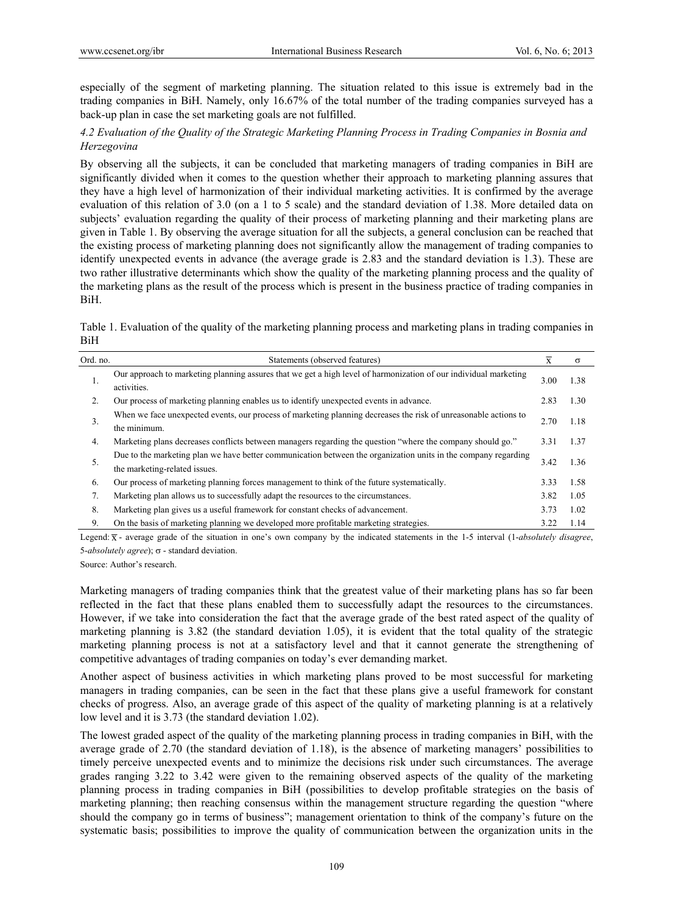especially of the segment of marketing planning. The situation related to this issue is extremely bad in the trading companies in BiH. Namely, only 16.67% of the total number of the trading companies surveyed has a back-up plan in case the set marketing goals are not fulfilled.

### *4.2 Evaluation of the Quality of the Strategic Marketing Planning Process in Trading Companies in Bosnia and Herzegovina*

By observing all the subjects, it can be concluded that marketing managers of trading companies in BiH are significantly divided when it comes to the question whether their approach to marketing planning assures that they have a high level of harmonization of their individual marketing activities. It is confirmed by the average evaluation of this relation of 3.0 (on a 1 to 5 scale) and the standard deviation of 1.38. More detailed data on subjects' evaluation regarding the quality of their process of marketing planning and their marketing plans are given in Table 1. By observing the average situation for all the subjects, a general conclusion can be reached that the existing process of marketing planning does not significantly allow the management of trading companies to identify unexpected events in advance (the average grade is 2.83 and the standard deviation is 1.3). These are two rather illustrative determinants which show the quality of the marketing planning process and the quality of the marketing plans as the result of the process which is present in the business practice of trading companies in BiH.

Table 1. Evaluation of the quality of the marketing planning process and marketing plans in trading companies in BiH

| Ord. no. | Statements (observed features) | $\overline{x}$ | $\sigma$ |
|---|---|---|---|
| 1. | Our approach to marketing planning assures that we get a high level of harmonization of our individual marketing activities. | 3.00 | 1.38 |
| 2. | Our process of marketing planning enables us to identify unexpected events in advance. | 2.83 | 1.30 |
| 3. | When we face unexpected events, our process of marketing planning decreases the risk of unreasonable actions to the minimum. | 2.70 | 1.18 |
| 4. | Marketing plans decreases conflicts between managers regarding the question "where the company should go." | 3.31 | 1.37 |
| 5. | Due to the marketing plan we have better communication between the organization units in the company regarding the marketing-related issues. | 3.42 | 1.36 |
| 6. | Our process of marketing planning forces management to think of the future systematically. | 3.33 | 1.58 |
| 7. | Marketing plan allows us to successfully adapt the resources to the circumstances. | 3.82 | 1.05 |
| 8. | Marketing plan gives us a useful framework for constant checks of advancement. | 3.73 | 1.02 |
| 9. | On the basis of marketing planning we developed more profitable marketing strategies. | 3.22 | 1.14 |

Legend: $\overline{x}$ - average grade of the situation in one's own company by the indicated statements in the 1-5 interval (1-*absolutely disagree*, 5-*absolutely agree*); $\sigma$ - standard deviation.

Source: Author's research.

Marketing managers of trading companies think that the greatest value of their marketing plans has so far been reflected in the fact that these plans enabled them to successfully adapt the resources to the circumstances. However, if we take into consideration the fact that the average grade of the best rated aspect of the quality of marketing planning is 3.82 (the standard deviation 1.05), it is evident that the total quality of the strategic marketing planning process is not at a satisfactory level and that it cannot generate the strengthening of competitive advantages of trading companies on today's ever demanding market.

Another aspect of business activities in which marketing plans proved to be most successful for marketing managers in trading companies, can be seen in the fact that these plans give a useful framework for constant checks of progress. Also, an average grade of this aspect of the quality of marketing planning is at a relatively low level and it is 3.73 (the standard deviation 1.02).

The lowest graded aspect of the quality of the marketing planning process in trading companies in BiH, with the average grade of 2.70 (the standard deviation of 1.18), is the absence of marketing managers' possibilities to timely perceive unexpected events and to minimize the decisions risk under such circumstances. The average grades ranging 3.22 to 3.42 were given to the remaining observed aspects of the quality of the marketing planning process in trading companies in BiH (possibilities to develop profitable strategies on the basis of marketing planning; then reaching consensus within the management structure regarding the question "where should the company go in terms of business"; management orientation to think of the company's future on the systematic basis; possibilities to improve the quality of communication between the organization units in the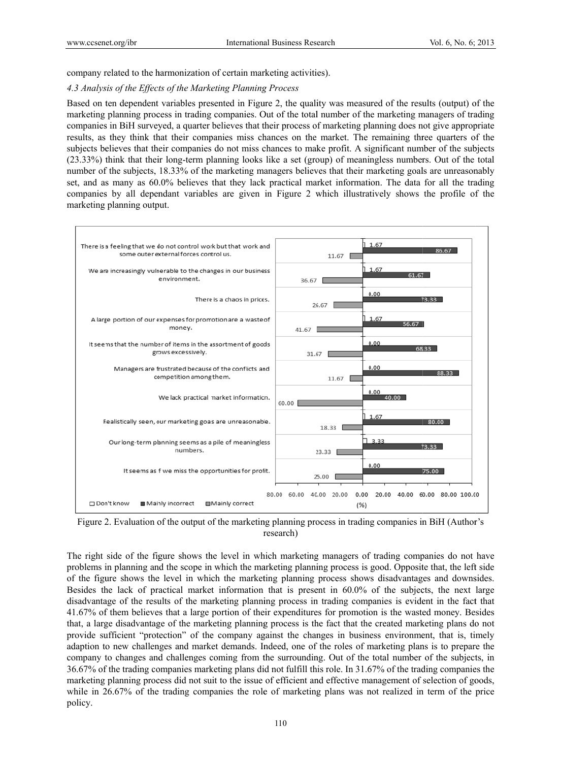company related to the harmonization of certain marketing activities).

*4.3 Analysis of the Effects of the Marketing Planning Process*

Based on ten dependent variables presented in Figure 2, the quality was measured of the results (output) of the marketing planning process in trading companies. Out of the total number of the marketing managers of trading companies in BiH surveyed, a quarter believes that their process of marketing planning does not give appropriate results, as they think that their companies miss chances on the market. The remaining three quarters of the subjects believes that their companies do not miss chances to make profit. A significant number of the subjects (23.33%) think that their long-term planning looks like a set (group) of meaningless numbers. Out of the total number of the subjects, 18.33% of the marketing managers believes that their marketing goals are unreasonably set, and as many as 60.0% believes that they lack practical market information. The data for all the trading companies by all dependant variables are given in Figure 2 which illustratively shows the profile of the marketing planning output.

| Statement | Don't know (%) | Mainly incorrect (%) | Mainly correct (%) |
|---|---|---|---|
| There is a feeling that we do not control work but that work and some outer external forces control us. | 1.67 | 86.67 | 11.67 |
| We are increasingly vulnerable to the changes in our business environment. | 1.67 | 61.67 | 36.67 |
| There is a chaos in prices. | 0.00 | 73.33 | 26.67 |
| A large portion of our expenses for promotion are a waste of money. | 1.67 | 56.67 | 41.67 |
| It seems that the number of items in the assortment of goods grows excessively. | 0.00 | 68.33 | 31.67 |
| Managers are frustrated because of the conflicts and competition among them. | 0.00 | 88.33 | 11.67 |
| We lack practical market information. | 0.00 | 40.00 | 60.00 |
| Realistically seen, our marketing goas are unreasonable. | 1.67 | 80.00 | 18.33 |
| Our long-term planning seems as a pile of meaningless numbers. | 3.33 | 73.33 | 23.33 |
| It seems as f we miss the opportunities for profit. | 0.00 | 75.00 | 25.00 |

Figure 2. Evaluation of the output of the marketing planning process in trading companies in BiH (Author's research)

The right side of the figure shows the level in which marketing managers of trading companies do not have problems in planning and the scope in which the marketing planning process is good. Opposite that, the left side of the figure shows the level in which the marketing planning process shows disadvantages and downsides. Besides the lack of practical market information that is present in 60.0% of the subjects, the next large disadvantage of the results of the marketing planning process in trading companies is evident in the fact that 41.67% of them believes that a large portion of their expenditures for promotion is the wasted money. Besides that, a large disadvantage of the marketing planning process is the fact that the created marketing plans do not provide sufficient "protection" of the company against the changes in business environment, that is, timely adaption to new challenges and market demands. Indeed, one of the roles of marketing plans is to prepare the company to changes and challenges coming from the surrounding. Out of the total number of the subjects, in 36.67% of the trading companies marketing plans did not fulfill this role. In 31.67% of the trading companies the marketing planning process did not suit to the issue of efficient and effective management of selection of goods, while in 26.67% of the trading companies the role of marketing plans was not realized in term of the price policy.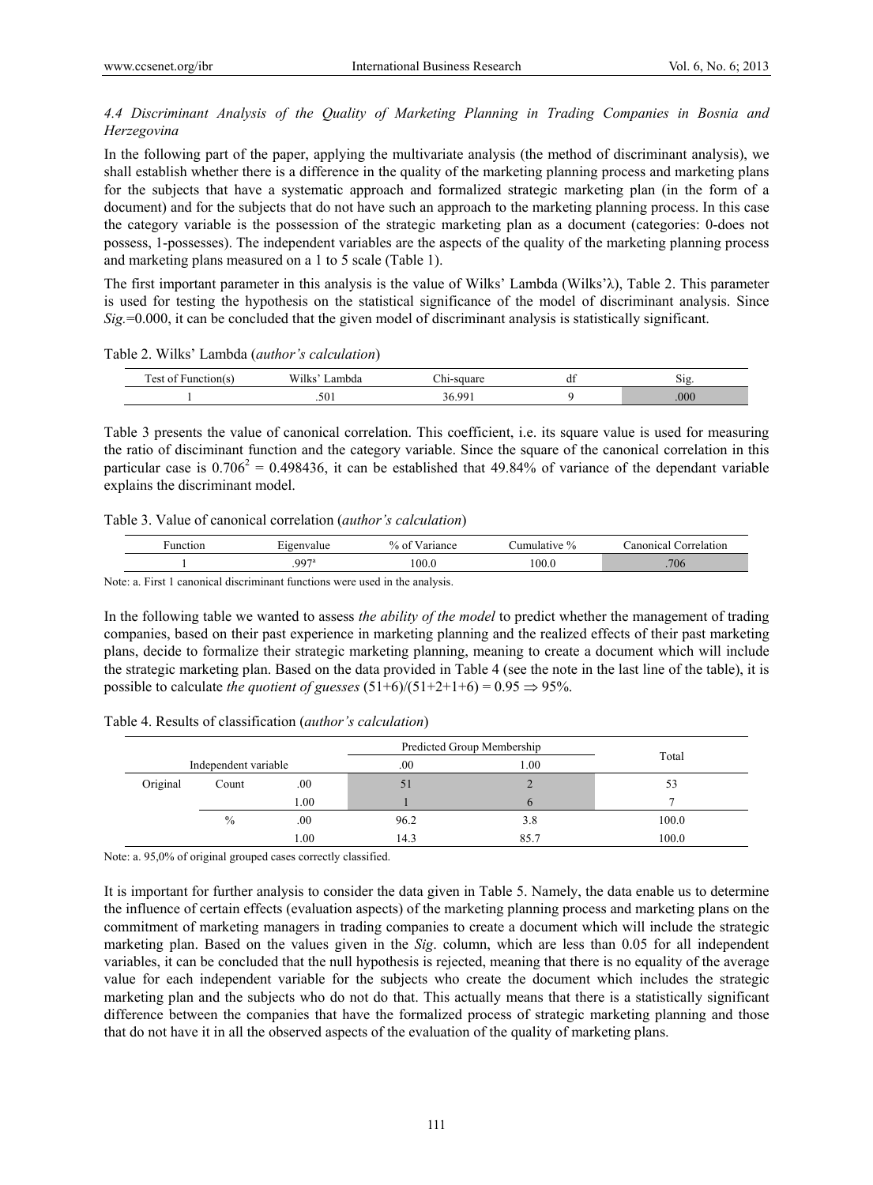*4.4 Discriminant Analysis of the Quality of Marketing Planning in Trading Companies in Bosnia and Herzegovina*

In the following part of the paper, applying the multivariate analysis (the method of discriminant analysis), we shall establish whether there is a difference in the quality of the marketing planning process and marketing plans for the subjects that have a systematic approach and formalized strategic marketing plan (in the form of a document) and for the subjects that do not have such an approach to the marketing planning process. In this case the category variable is the possession of the strategic marketing plan as a document (categories: 0-does not possess, 1-possesses). The independent variables are the aspects of the quality of the marketing planning process and marketing plans measured on a 1 to 5 scale (Table 1).

The first important parameter in this analysis is the value of Wilks' Lambda (Wilks'λ), Table 2. This parameter is used for testing the hypothesis on the statistical significance of the model of discriminant analysis. Since *Sig.*=0.000, it can be concluded that the given model of discriminant analysis is statistically significant.

Table 2. Wilks' Lambda (*author's calculation*)

| Test of Function(s) | Wilks' Lambda | Chi-square | df | Sig. |
|---|---|---|---|---|
| 1 | .501 | 36.991 | 9 | .000 |

Table 3 presents the value of canonical correlation. This coefficient, i.e. its square value is used for measuring the ratio of discriminant function and the category variable. Since the square of the canonical correlation in this particular case is $0.706^2 = 0.498436$, it can be established that 49.84% of variance of the dependant variable explains the discriminant model.

Table 3. Value of canonical correlation (*author's calculation*)

| Function | Eigenvalue | % of Variance | Cumulative % | Canonical Correlation |
|---|---|---|---|---|
| 1 | .997[a] | 100.0 | 100.0 | .706 |

Note: a. First 1 canonical discriminant functions were used in the analysis.

In the following table we wanted to assess *the ability of the model* to predict whether the management of trading companies, based on their past experience in marketing planning and the realized effects of their past marketing plans, decide to formalize their strategic marketing planning, meaning to create a document which will include the strategic marketing plan. Based on the data provided in Table 4 (see the note in the last line of the table), it is possible to calculate *the quotient of guesses* $(51+6)/(51+2+1+6) = 0.95 \Rightarrow 95\%$.

Table 4. Results of classification (*author's calculation*)

| Independent variable | | | Predicted Group Membership | | Total |
|---|---|---|---|---|---|
| | | | .00 | 1.00 | |
| Original | Count | .00 | 51 | 2 | 53 |
| | | 1.00 | 1 | 6 | 7 |
| | % | .00 | 96.2 | 3.8 | 100.0 |
| | | 1.00 | 14.3 | 85.7 | 100.0 |

Note: a. 95,0% of original grouped cases correctly classified.

It is important for further analysis to consider the data given in Table 5. Namely, the data enable us to determine the influence of certain effects (evaluation aspects) of the marketing planning process and marketing plans on the commitment of marketing managers in trading companies to create a document which will include the strategic marketing plan. Based on the values given in the *Sig*. column, which are less than 0.05 for all independent variables, it can be concluded that the null hypothesis is rejected, meaning that there is no equality of the average value for each independent variable for the subjects who create the document which includes the strategic marketing plan and the subjects who do not do that. This actually means that there is a statistically significant difference between the companies that have the formalized process of strategic marketing planning and those that do not have it in all the observed aspects of the evaluation of the quality of marketing plans.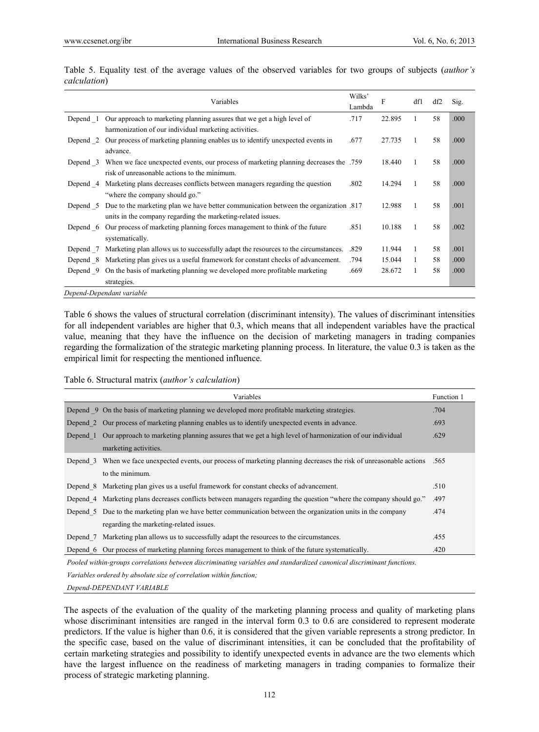Table 5. Equality test of the average values of the observed variables for two groups of subjects (*author's calculation*)

| | Variables | Wilks' Lambda | F | df1 | df2 | Sig. |
|---|---|---|---|---|---|---|
| Depend _1 | Our approach to marketing planning assures that we get a high level of harmonization of our individual marketing activities. | .717 | 22.895 | 1 | 58 | .000 |
| Depend _2 | Our process of marketing planning enables us to identify unexpected events in advance. | .677 | 27.735 | 1 | 58 | .000 |
| Depend _3 | When we face unexpected events, our process of marketing planning decreases the risk of unreasonable actions to the minimum. | .759 | 18.440 | 1 | 58 | .000 |
| Depend _4 | Marketing plans decreases conflicts between managers regarding the question "where the company should go." | .802 | 14.294 | 1 | 58 | .000 |
| Depend _5 | Due to the marketing plan we have better communication between the organization units in the company regarding the marketing-related issues. | .817 | 12.988 | 1 | 58 | .001 |
| Depend _6 | Our process of marketing planning forces management to think of the future systematically. | .851 | 10.188 | 1 | 58 | .002 |
| Depend _7 | Marketing plan allows us to successfully adapt the resources to the circumstances. | .829 | 11.944 | 1 | 58 | .001 |
| Depend _8 | Marketing plan gives us a useful framework for constant checks of advancement. | .794 | 15.044 | 1 | 58 | .000 |
| Depend _9 | On the basis of marketing planning we developed more profitable marketing strategies. | .669 | 28.672 | 1 | 58 | .000 |

*Depend-Dependant variable*

Table 6 shows the values of structural correlation (discriminant intensity). The values of discriminant intensities for all independent variables are higher that 0.3, which means that all independent variables have the practical value, meaning that they have the influence on the decision of marketing managers in trading companies regarding the formalization of the strategic marketing planning process. In literature, the value 0.3 is taken as the empirical limit for respecting the mentioned influence.

Table 6. Structural matrix (*author's calculation*)

| | Variables | Function 1 |
|---|---|---|
| Depend _9 | On the basis of marketing planning we developed more profitable marketing strategies. | .704 |
| Depend_2 | Our process of marketing planning enables us to identify unexpected events in advance. | .693 |
| Depend_1 | Our approach to marketing planning assures that we get a high level of harmonization of our individual marketing activities. | .629 |
| Depend_3 | When we face unexpected events, our process of marketing planning decreases the risk of unreasonable actions to the minimum. | .565 |
| Depend_8 | Marketing plan gives us a useful framework for constant checks of advancement. | .510 |
| Depend_4 | Marketing plans decreases conflicts between managers regarding the question "where the company should go." | .497 |
| Depend_5 | Due to the marketing plan we have better communication between the organization units in the company regarding the marketing-related issues. | .474 |
| Depend_7 | Marketing plan allows us to successfully adapt the resources to the circumstances. | .455 |
| Depend_6 | Our process of marketing planning forces management to think of the future systematically. | .420 |

*Pooled within-groups correlations between discriminating variables and standardized canonical discriminant functions.*

*Variables ordered by absolute size of correlation within function;*

*Depend-DEPENDANT VARIABLE*

The aspects of the evaluation of the quality of the marketing planning process and quality of marketing plans whose discriminant intensities are ranged in the interval form 0.3 to 0.6 are considered to represent moderate predictors. If the value is higher than 0.6, it is considered that the given variable represents a strong predictor. In the specific case, based on the value of discriminant intensities, it can be concluded that the profitability of certain marketing strategies and possibility to identify unexpected events in advance are the two elements which have the largest influence on the readiness of marketing managers in trading companies to formalize their process of strategic marketing planning.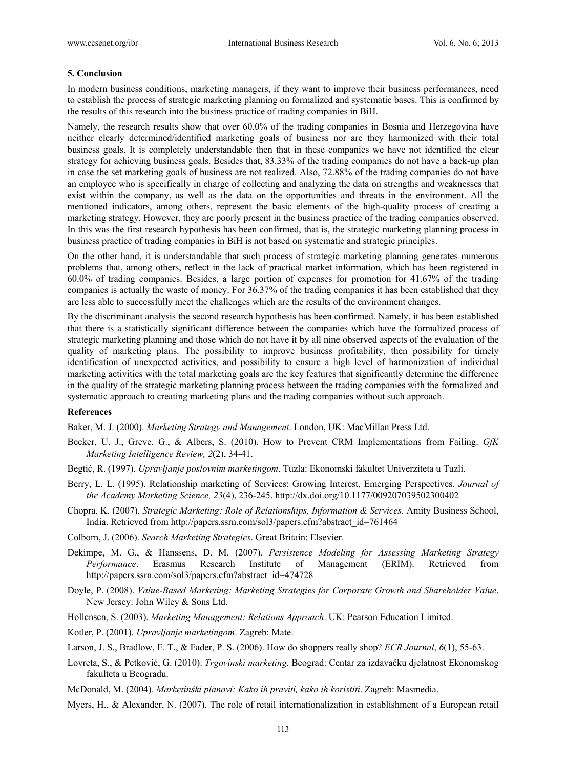## 5. Conclusion

In modern business conditions, marketing managers, if they want to improve their business performances, need to establish the process of strategic marketing planning on formalized and systematic bases. This is confirmed by the results of this research into the business practice of trading companies in BiH.

Namely, the research results show that over 60.0% of the trading companies in Bosnia and Herzegovina have neither clearly determined/identified marketing goals of business nor are they harmonized with their total business goals. It is completely understandable then that in these companies we have not identified the clear strategy for achieving business goals. Besides that, 83.33% of the trading companies do not have a back-up plan in case the set marketing goals of business are not realized. Also, 72.88% of the trading companies do not have an employee who is specifically in charge of collecting and analyzing the data on strengths and weaknesses that exist within the company, as well as the data on the opportunities and threats in the environment. All the mentioned indicators, among others, represent the basic elements of the high-quality process of creating a marketing strategy. However, they are poorly present in the business practice of the trading companies observed. In this was the first research hypothesis has been confirmed, that is, the strategic marketing planning process in business practice of trading companies in BiH is not based on systematic and strategic principles.

On the other hand, it is understandable that such process of strategic marketing planning generates numerous problems that, among others, reflect in the lack of practical market information, which has been registered in 60.0% of trading companies. Besides, a large portion of expenses for promotion for 41.67% of the trading companies is actually the waste of money. For 36.37% of the trading companies it has been established that they are less able to successfully meet the challenges which are the results of the environment changes.

By the discriminant analysis the second research hypothesis has been confirmed. Namely, it has been established that there is a statistically significant difference between the companies which have the formalized process of strategic marketing planning and those which do not have it by all nine observed aspects of the evaluation of the quality of marketing plans. The possibility to improve business profitability, then possibility for timely identification of unexpected activities, and possibility to ensure a high level of harmonization of individual marketing activities with the total marketing goals are the key features that significantly determine the difference in the quality of the strategic marketing planning process between the trading companies with the formalized and systematic approach to creating marketing plans and the trading companies without such approach.

## References

Baker, M. J. (2000). *Marketing Strategy and Management*. London, UK: MacMillan Press Ltd.

Becker, U. J., Greve, G., & Albers, S. (2010). How to Prevent CRM Implementations from Failing. *GfK Marketing Intelligence Review, 2*(2), 34-41.

Begtić, R. (1997). *Upravljanje poslovnim marketingom*. Tuzla: Ekonomski fakultet Univerziteta u Tuzli.

Berry, L. L. (1995). Relationship marketing of Services: Growing Interest, Emerging Perspectives. *Journal of the Academy Marketing Science, 23*(4), 236-245. http://dx.doi.org/10.1177/009207039502300402

Chopra, K. (2007). *Strategic Marketing: Role of Relationships, Information & Services*. Amity Business School, India. Retrieved from http://papers.ssrn.com/sol3/papers.cfm?abstract_id=761464

Colborn, J. (2006). *Search Marketing Strategies*. Great Britain: Elsevier.

Dekimpe, M. G., & Hanssens, D. M. (2007). *Persistence Modeling for Assessing Marketing Strategy Performance*. Erasmus Research Institute of Management (ERIM). Retrieved from http://papers.ssrn.com/sol3/papers.cfm?abstract_id=474728

Doyle, P. (2008). *Value-Based Marketing: Marketing Strategies for Corporate Growth and Shareholder Value*. New Jersey: John Wiley & Sons Ltd.

Hollensen, S. (2003). *Marketing Management: Relations Approach*. UK: Pearson Education Limited.

Kotler, P. (2001). *Upravljanje marketingom*. Zagreb: Mate.

Larson, J. S., Bradlow, E. T., & Fader, P. S. (2006). How do shoppers really shop? *ECR Journal*, *6*(1), 55-63.

Lovreta, S., & Petković, G. (2010). *Trgovinski marketing*. Beograd: Centar za izdavačku djelatnost Ekonomskog fakulteta u Beogradu.

McDonald, M. (2004). *Marketinški planovi: Kako ih praviti, kako ih koristiti*. Zagreb: Masmedia.

Myers, H., & Alexander, N. (2007). The role of retail internationalization in establishment of a European retail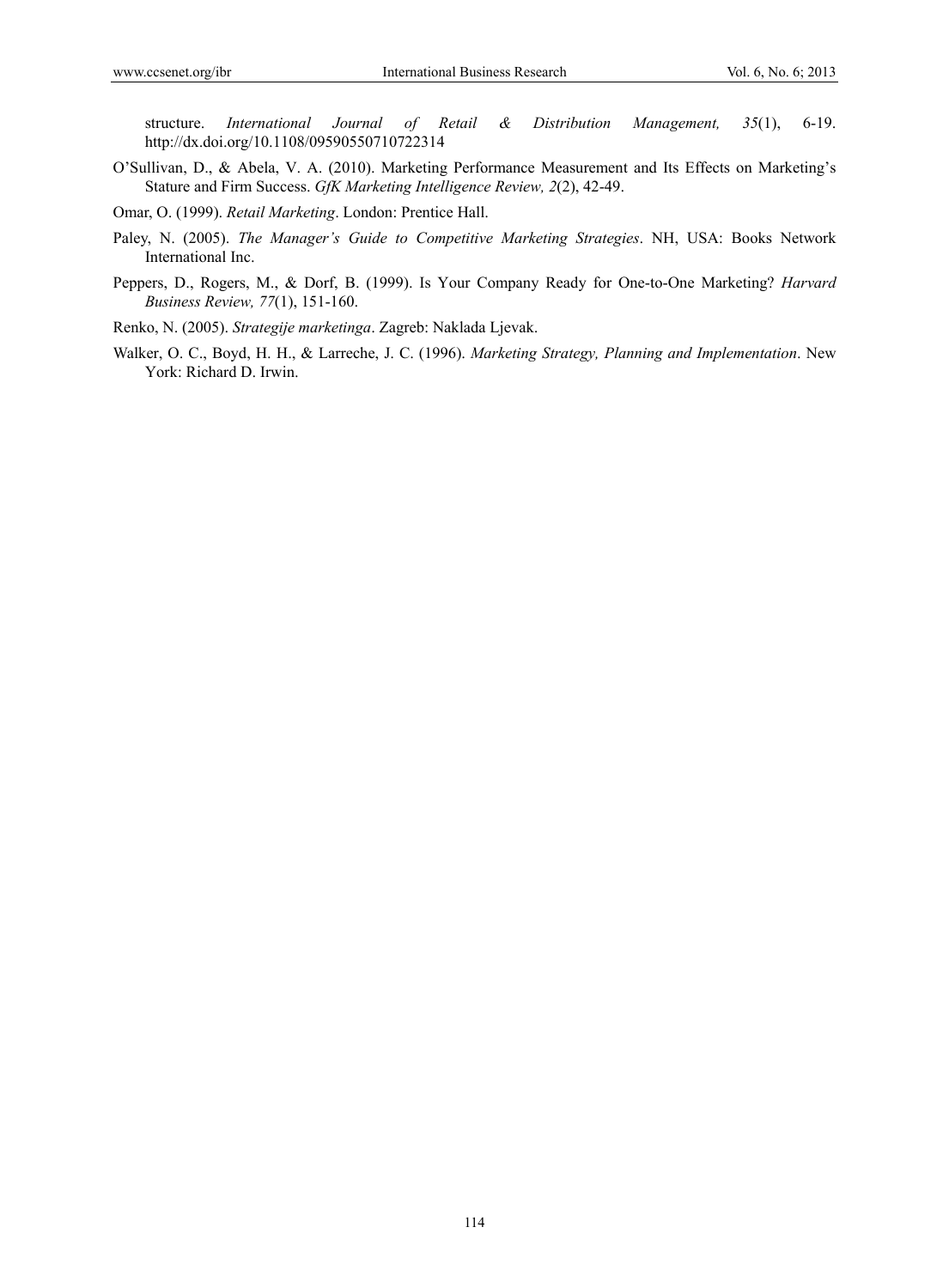structure. *International Journal of Retail & Distribution Management, 35*(1), 6-19. http://dx.doi.org/10.1108/09590550710722314

O'Sullivan, D., & Abela, V. A. (2010). Marketing Performance Measurement and Its Effects on Marketing's Stature and Firm Success. *GfK Marketing Intelligence Review, 2*(2), 42-49.

Omar, O. (1999). *Retail Marketing*. London: Prentice Hall.

Paley, N. (2005). *The Manager's Guide to Competitive Marketing Strategies*. NH, USA: Books Network International Inc.

Peppers, D., Rogers, M., & Dorf, B. (1999). Is Your Company Ready for One-to-One Marketing? *Harvard Business Review, 77*(1), 151-160.

Renko, N. (2005). *Strategije marketinga*. Zagreb: Naklada Ljevak.

Walker, O. C., Boyd, H. H., & Larreche, J. C. (1996). *Marketing Strategy, Planning and Implementation*. New York: Richard D. Irwin.